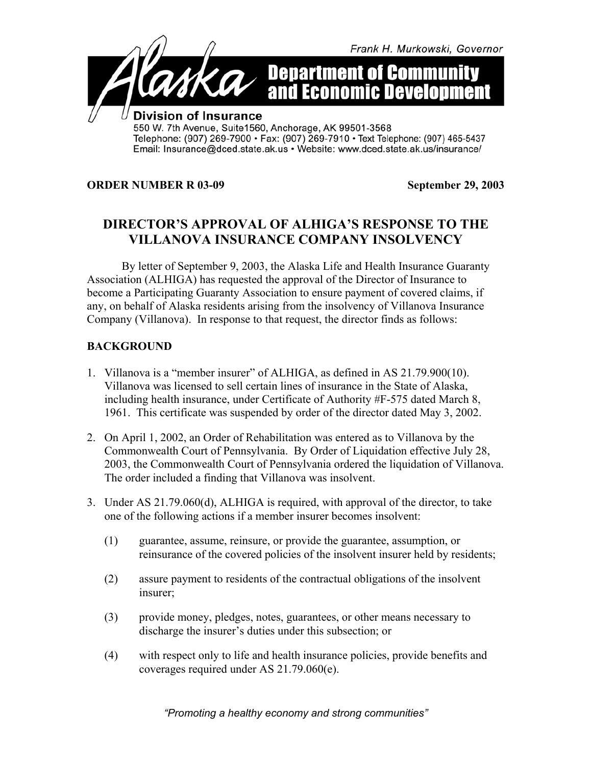Frank H. Murkowski, Governor

# Alaska Department of Community and Economic Development

**Division of Insurance**
550 W. 7th Avenue, Suite1560, Anchorage, AK 99501-3568
Telephone: (907) 269-7900 • Fax: (907) 269-7910 • Text Telephone: (907) 465-5437
Email: Insurance@dced.state.ak.us • Website: www.dced.state.ak.us/insurance/

**ORDER NUMBER R 03-09** **September 29, 2003**

## DIRECTOR'S APPROVAL OF ALHIGA'S RESPONSE TO THE VILLANOVA INSURANCE COMPANY INSOLVENCY

By letter of September 9, 2003, the Alaska Life and Health Insurance Guaranty Association (ALHIGA) has requested the approval of the Director of Insurance to become a Participating Guaranty Association to ensure payment of covered claims, if any, on behalf of Alaska residents arising from the insolvency of Villanova Insurance Company (Villanova). In response to that request, the director finds as follows:

### BACKGROUND

1. Villanova is a "member insurer" of ALHIGA, as defined in AS 21.79.900(10). Villanova was licensed to sell certain lines of insurance in the State of Alaska, including health insurance, under Certificate of Authority #F-575 dated March 8, 1961. This certificate was suspended by order of the director dated May 3, 2002.

2. On April 1, 2002, an Order of Rehabilitation was entered as to Villanova by the Commonwealth Court of Pennsylvania. By Order of Liquidation effective July 28, 2003, the Commonwealth Court of Pennsylvania ordered the liquidation of Villanova. The order included a finding that Villanova was insolvent.

3. Under AS 21.79.060(d), ALHIGA is required, with approval of the director, to take one of the following actions if a member insurer becomes insolvent:

   (1) guarantee, assume, reinsure, or provide the guarantee, assumption, or reinsurance of the covered policies of the insolvent insurer held by residents;

   (2) assure payment to residents of the contractual obligations of the insolvent insurer;

   (3) provide money, pledges, notes, guarantees, or other means necessary to discharge the insurer's duties under this subsection; or

   (4) with respect only to life and health insurance policies, provide benefits and coverages required under AS 21.79.060(e).

*"Promoting a healthy economy and strong communities"*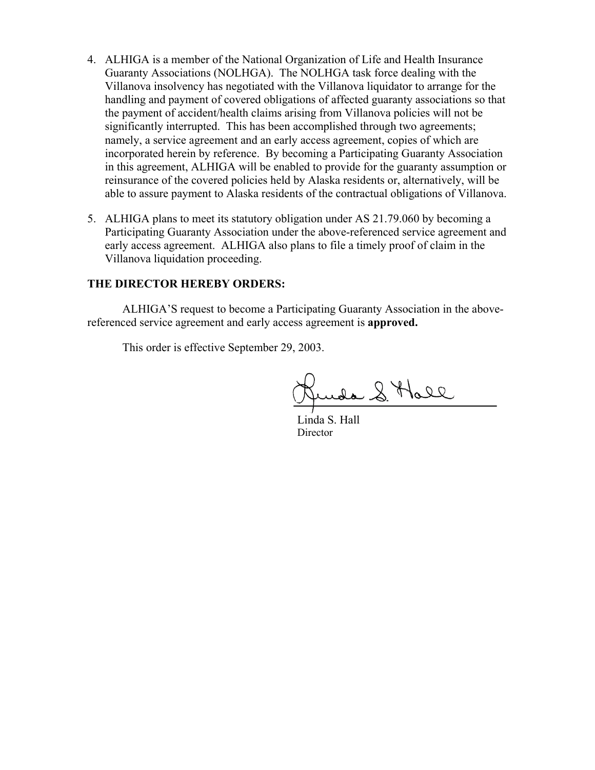4. ALHIGA is a member of the National Organization of Life and Health Insurance Guaranty Associations (NOLHGA). The NOLHGA task force dealing with the Villanova insolvency has negotiated with the Villanova liquidator to arrange for the handling and payment of covered obligations of affected guaranty associations so that the payment of accident/health claims arising from Villanova policies will not be significantly interrupted. This has been accomplished through two agreements; namely, a service agreement and an early access agreement, copies of which are incorporated herein by reference. By becoming a Participating Guaranty Association in this agreement, ALHIGA will be enabled to provide for the guaranty assumption or reinsurance of the covered policies held by Alaska residents or, alternatively, will be able to assure payment to Alaska residents of the contractual obligations of Villanova.

5. ALHIGA plans to meet its statutory obligation under AS 21.79.060 by becoming a Participating Guaranty Association under the above-referenced service agreement and early access agreement. ALHIGA also plans to file a timely proof of claim in the Villanova liquidation proceeding.

**THE DIRECTOR HEREBY ORDERS:**

ALHIGA'S request to become a Participating Guaranty Association in the above-referenced service agreement and early access agreement is **approved.**

This order is effective September 29, 2003.

Linda S. Hall
Director